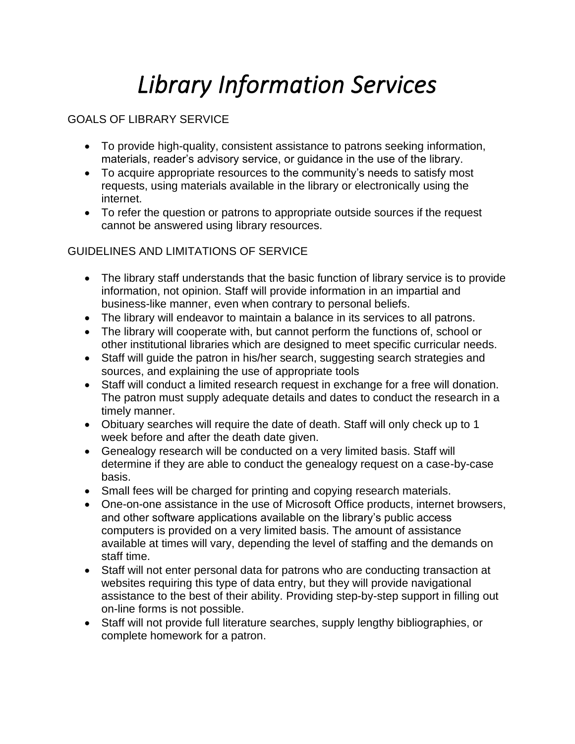# *Library Information Services*

GOALS OF LIBRARY SERVICE

- To provide high-quality, consistent assistance to patrons seeking information, materials, reader's advisory service, or guidance in the use of the library.
- To acquire appropriate resources to the community's needs to satisfy most requests, using materials available in the library or electronically using the internet.
- To refer the question or patrons to appropriate outside sources if the request cannot be answered using library resources.

GUIDELINES AND LIMITATIONS OF SERVICE

- The library staff understands that the basic function of library service is to provide information, not opinion. Staff will provide information in an impartial and business-like manner, even when contrary to personal beliefs.
- The library will endeavor to maintain a balance in its services to all patrons.
- The library will cooperate with, but cannot perform the functions of, school or other institutional libraries which are designed to meet specific curricular needs.
- Staff will guide the patron in his/her search, suggesting search strategies and sources, and explaining the use of appropriate tools
- Staff will conduct a limited research request in exchange for a free will donation. The patron must supply adequate details and dates to conduct the research in a timely manner.
- Obituary searches will require the date of death. Staff will only check up to 1 week before and after the death date given.
- Genealogy research will be conducted on a very limited basis. Staff will determine if they are able to conduct the genealogy request on a case-by-case basis.
- Small fees will be charged for printing and copying research materials.
- One-on-one assistance in the use of Microsoft Office products, internet browsers, and other software applications available on the library's public access computers is provided on a very limited basis. The amount of assistance available at times will vary, depending the level of staffing and the demands on staff time.
- Staff will not enter personal data for patrons who are conducting transaction at websites requiring this type of data entry, but they will provide navigational assistance to the best of their ability. Providing step-by-step support in filling out on-line forms is not possible.
- Staff will not provide full literature searches, supply lengthy bibliographies, or complete homework for a patron.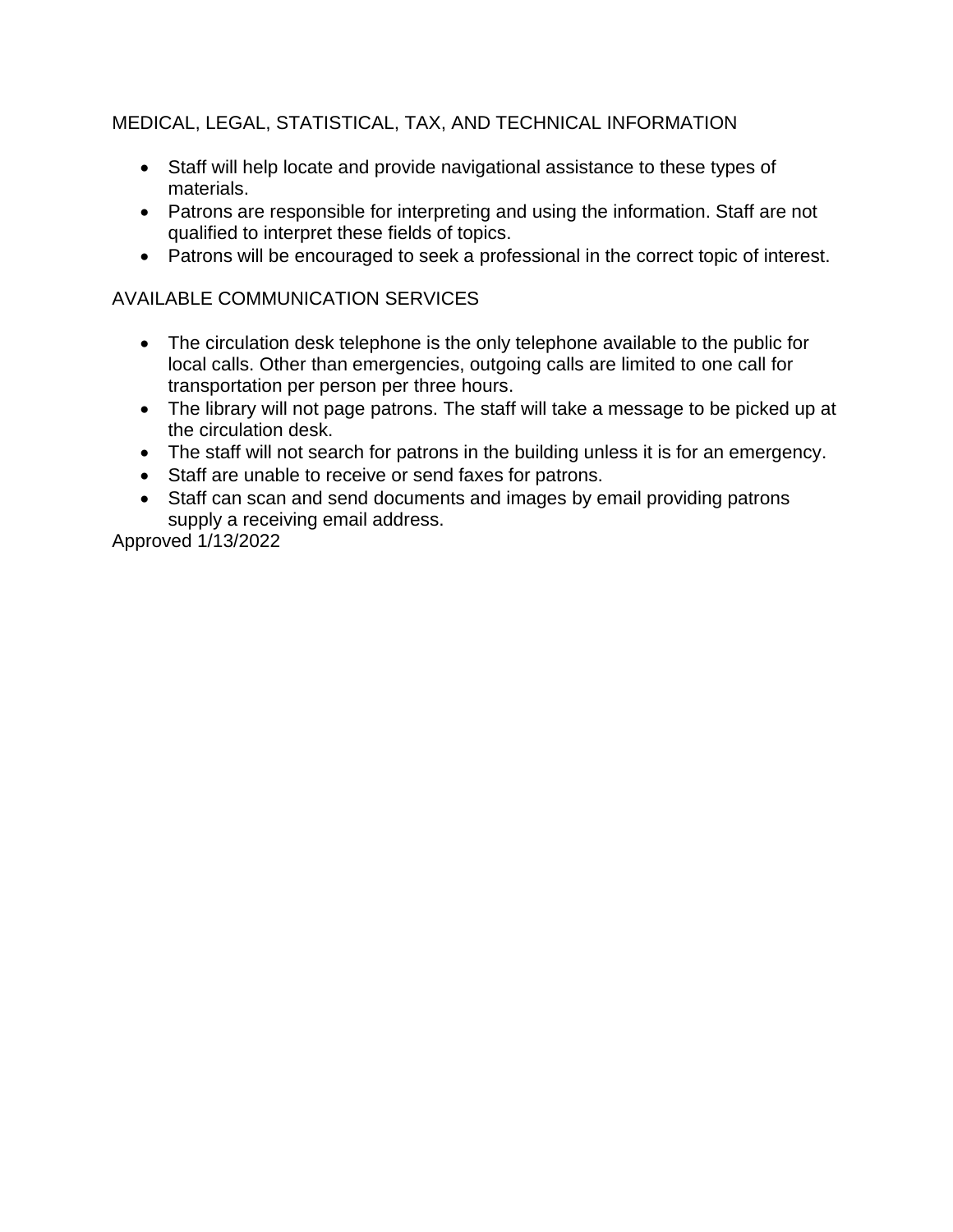## MEDICAL, LEGAL, STATISTICAL, TAX, AND TECHNICAL INFORMATION

- Staff will help locate and provide navigational assistance to these types of materials.
- Patrons are responsible for interpreting and using the information. Staff are not qualified to interpret these fields of topics.
- Patrons will be encouraged to seek a professional in the correct topic of interest.

## AVAILABLE COMMUNICATION SERVICES

- The circulation desk telephone is the only telephone available to the public for local calls. Other than emergencies, outgoing calls are limited to one call for transportation per person per three hours.
- The library will not page patrons. The staff will take a message to be picked up at the circulation desk.
- The staff will not search for patrons in the building unless it is for an emergency.
- Staff are unable to receive or send faxes for patrons.
- Staff can scan and send documents and images by email providing patrons supply a receiving email address.

Approved 1/13/2022